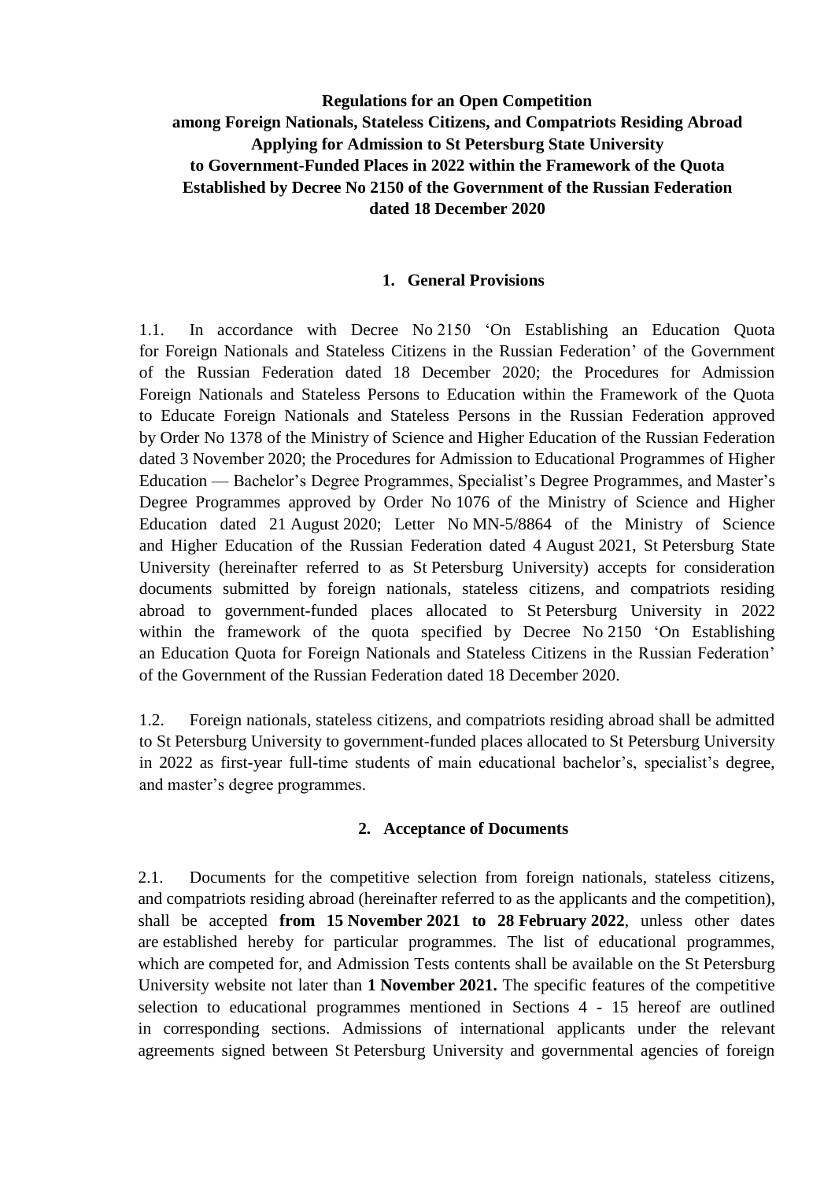**Regulations for an Open Competition among Foreign Nationals, Stateless Citizens, and Compatriots Residing Abroad Applying for Admission to St Petersburg State University to Government-Funded Places in 2022 within the Framework of the Quota Established by Decree No 2150 of the Government of the Russian Federation dated 18 December 2020**

## 1. General Provisions

1.1. In accordance with Decree No 2150 'On Establishing an Education Quota for Foreign Nationals and Stateless Citizens in the Russian Federation' of the Government of the Russian Federation dated 18 December 2020; the Procedures for Admission Foreign Nationals and Stateless Persons to Education within the Framework of the Quota to Educate Foreign Nationals and Stateless Persons in the Russian Federation approved by Order No 1378 of the Ministry of Science and Higher Education of the Russian Federation dated 3 November 2020; the Procedures for Admission to Educational Programmes of Higher Education — Bachelor's Degree Programmes, Specialist's Degree Programmes, and Master's Degree Programmes approved by Order No 1076 of the Ministry of Science and Higher Education dated 21 August 2020; Letter No MN-5/8864 of the Ministry of Science and Higher Education of the Russian Federation dated 4 August 2021, St Petersburg State University (hereinafter referred to as St Petersburg University) accepts for consideration documents submitted by foreign nationals, stateless citizens, and compatriots residing abroad to government-funded places allocated to St Petersburg University in 2022 within the framework of the quota specified by Decree No 2150 'On Establishing an Education Quota for Foreign Nationals and Stateless Citizens in the Russian Federation' of the Government of the Russian Federation dated 18 December 2020.

1.2. Foreign nationals, stateless citizens, and compatriots residing abroad shall be admitted to St Petersburg University to government-funded places allocated to St Petersburg University in 2022 as first-year full-time students of main educational bachelor's, specialist's degree, and master's degree programmes.

## 2. Acceptance of Documents

2.1. Documents for the competitive selection from foreign nationals, stateless citizens, and compatriots residing abroad (hereinafter referred to as the applicants and the competition), shall be accepted **from 15 November 2021 to 28 February 2022**, unless other dates are established hereby for particular programmes. The list of educational programmes, which are competed for, and Admission Tests contents shall be available on the St Petersburg University website not later than **1 November 2021.** The specific features of the competitive selection to educational programmes mentioned in Sections 4 - 15 hereof are outlined in corresponding sections. Admissions of international applicants under the relevant agreements signed between St Petersburg University and governmental agencies of foreign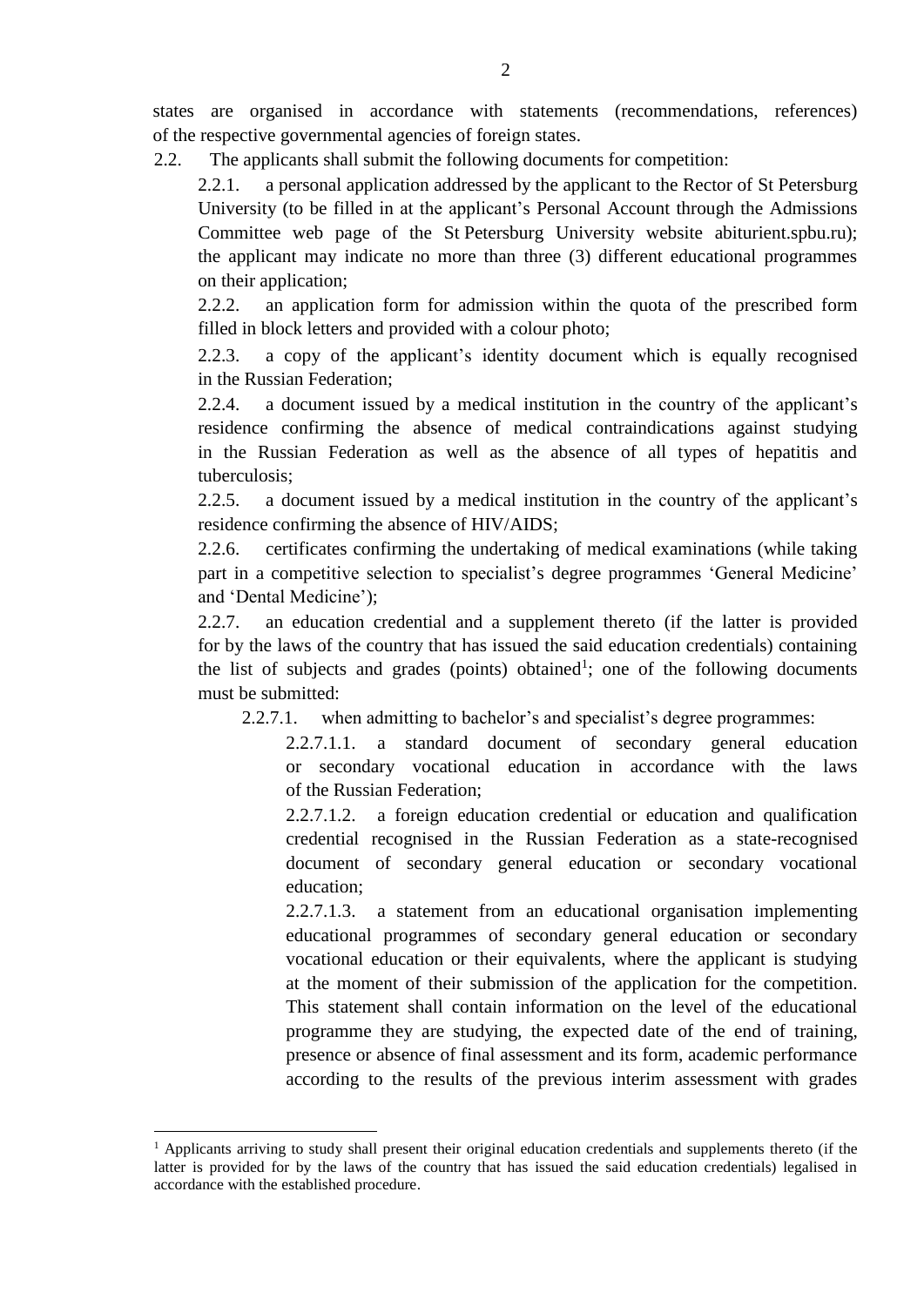states are organised in accordance with statements (recommendations, references) of the respective governmental agencies of foreign states.

2.2. The applicants shall submit the following documents for competition:

2.2.1. a personal application addressed by the applicant to the Rector of St Petersburg University (to be filled in at the applicant's Personal Account through the Admissions Committee web page of the St Petersburg University website abiturient.spbu.ru); the applicant may indicate no more than three (3) different educational programmes on their application;

2.2.2. an application form for admission within the quota of the prescribed form filled in block letters and provided with a colour photo;

2.2.3. a copy of the applicant's identity document which is equally recognised in the Russian Federation;

2.2.4. a document issued by a medical institution in the country of the applicant's residence confirming the absence of medical contraindications against studying in the Russian Federation as well as the absence of all types of hepatitis and tuberculosis;

2.2.5. a document issued by a medical institution in the country of the applicant's residence confirming the absence of HIV/AIDS;

2.2.6. certificates confirming the undertaking of medical examinations (while taking part in a competitive selection to specialist's degree programmes 'General Medicine' and 'Dental Medicine');

2.2.7. an education credential and a supplement thereto (if the latter is provided for by the laws of the country that has issued the said education credentials) containing the list of subjects and grades (points) obtained[1]; one of the following documents must be submitted:

2.2.7.1. when admitting to bachelor's and specialist's degree programmes:

2.2.7.1.1. a standard document of secondary general education or secondary vocational education in accordance with the laws of the Russian Federation;

2.2.7.1.2. a foreign education credential or education and qualification credential recognised in the Russian Federation as a state-recognised document of secondary general education or secondary vocational education;

2.2.7.1.3. a statement from an educational organisation implementing educational programmes of secondary general education or secondary vocational education or their equivalents, where the applicant is studying at the moment of their submission of the application for the competition. This statement shall contain information on the level of the educational programme they are studying, the expected date of the end of training, presence or absence of final assessment and its form, academic performance according to the results of the previous interim assessment with grades

[1] Applicants arriving to study shall present their original education credentials and supplements thereto (if the latter is provided for by the laws of the country that has issued the said education credentials) legalised in accordance with the established procedure.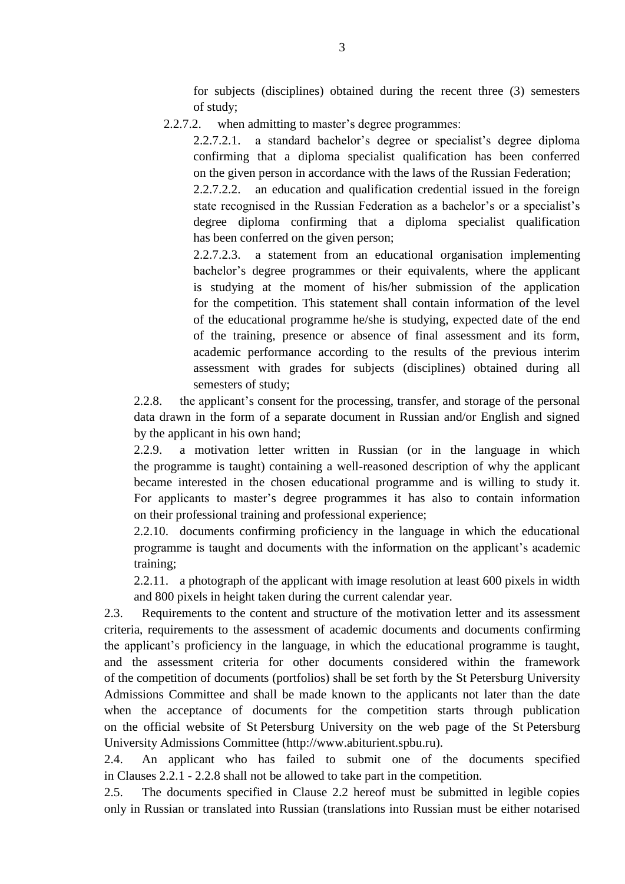for subjects (disciplines) obtained during the recent three (3) semesters of study;

2.2.7.2. when admitting to master's degree programmes:

2.2.7.2.1. a standard bachelor's degree or specialist's degree diploma confirming that a diploma specialist qualification has been conferred on the given person in accordance with the laws of the Russian Federation;

2.2.7.2.2. an education and qualification credential issued in the foreign state recognised in the Russian Federation as a bachelor's or a specialist's degree diploma confirming that a diploma specialist qualification has been conferred on the given person;

2.2.7.2.3. a statement from an educational organisation implementing bachelor's degree programmes or their equivalents, where the applicant is studying at the moment of his/her submission of the application for the competition. This statement shall contain information of the level of the educational programme he/she is studying, expected date of the end of the training, presence or absence of final assessment and its form, academic performance according to the results of the previous interim assessment with grades for subjects (disciplines) obtained during all semesters of study;

2.2.8. the applicant's consent for the processing, transfer, and storage of the personal data drawn in the form of a separate document in Russian and/or English and signed by the applicant in his own hand;

2.2.9. a motivation letter written in Russian (or in the language in which the programme is taught) containing a well-reasoned description of why the applicant became interested in the chosen educational programme and is willing to study it. For applicants to master's degree programmes it has also to contain information on their professional training and professional experience;

2.2.10. documents confirming proficiency in the language in which the educational programme is taught and documents with the information on the applicant's academic training;

2.2.11. a photograph of the applicant with image resolution at least 600 pixels in width and 800 pixels in height taken during the current calendar year.

2.3. Requirements to the content and structure of the motivation letter and its assessment criteria, requirements to the assessment of academic documents and documents confirming the applicant's proficiency in the language, in which the educational programme is taught, and the assessment criteria for other documents considered within the framework of the competition of documents (portfolios) shall be set forth by the St Petersburg University Admissions Committee and shall be made known to the applicants not later than the date when the acceptance of documents for the competition starts through publication on the official website of St Petersburg University on the web page of the St Petersburg University Admissions Committee (http://www.abiturient.spbu.ru).

2.4. An applicant who has failed to submit one of the documents specified in Clauses 2.2.1 - 2.2.8 shall not be allowed to take part in the competition.

2.5. The documents specified in Clause 2.2 hereof must be submitted in legible copies only in Russian or translated into Russian (translations into Russian must be either notarised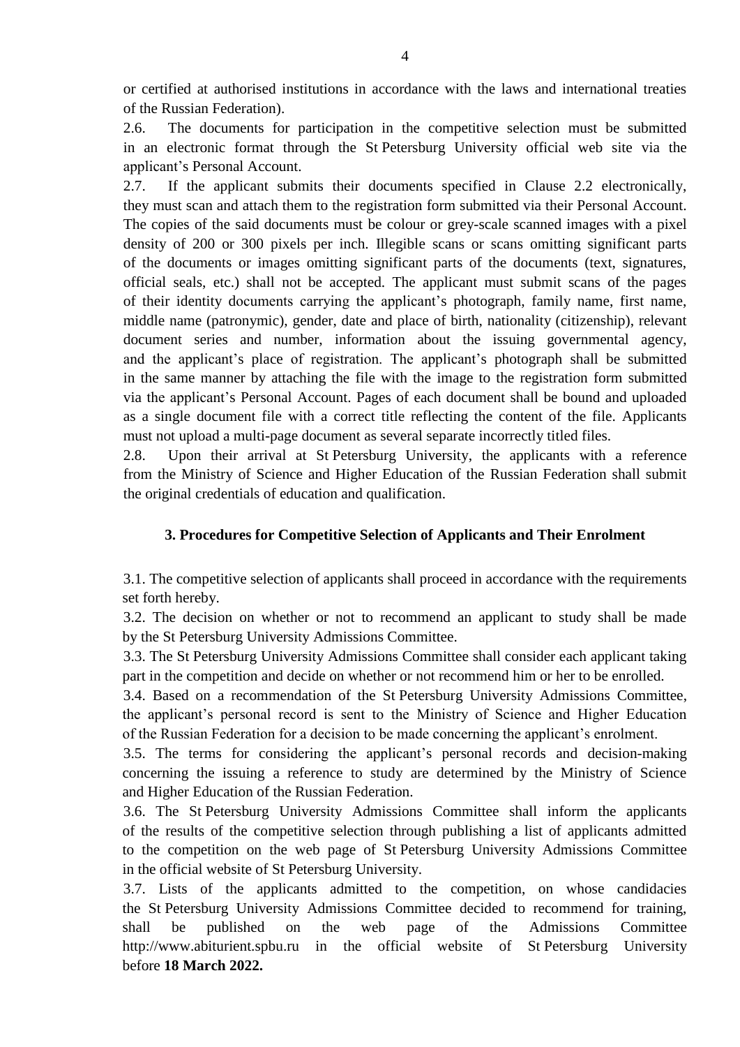or certified at authorised institutions in accordance with the laws and international treaties of the Russian Federation).

2.6. The documents for participation in the competitive selection must be submitted in an electronic format through the St Petersburg University official web site via the applicant's Personal Account.

2.7. If the applicant submits their documents specified in Clause 2.2 electronically, they must scan and attach them to the registration form submitted via their Personal Account. The copies of the said documents must be colour or grey-scale scanned images with a pixel density of 200 or 300 pixels per inch. Illegible scans or scans omitting significant parts of the documents or images omitting significant parts of the documents (text, signatures, official seals, etc.) shall not be accepted. The applicant must submit scans of the pages of their identity documents carrying the applicant's photograph, family name, first name, middle name (patronymic), gender, date and place of birth, nationality (citizenship), relevant document series and number, information about the issuing governmental agency, and the applicant's place of registration. The applicant's photograph shall be submitted in the same manner by attaching the file with the image to the registration form submitted via the applicant's Personal Account. Pages of each document shall be bound and uploaded as a single document file with a correct title reflecting the content of the file. Applicants must not upload a multi-page document as several separate incorrectly titled files.

2.8. Upon their arrival at St Petersburg University, the applicants with a reference from the Ministry of Science and Higher Education of the Russian Federation shall submit the original credentials of education and qualification.

## 3. Procedures for Competitive Selection of Applicants and Their Enrolment

3.1. The competitive selection of applicants shall proceed in accordance with the requirements set forth hereby.

3.2. The decision on whether or not to recommend an applicant to study shall be made by the St Petersburg University Admissions Committee.

3.3. The St Petersburg University Admissions Committee shall consider each applicant taking part in the competition and decide on whether or not recommend him or her to be enrolled.

3.4. Based on a recommendation of the St Petersburg University Admissions Committee, the applicant's personal record is sent to the Ministry of Science and Higher Education of the Russian Federation for a decision to be made concerning the applicant's enrolment.

3.5. The terms for considering the applicant's personal records and decision-making concerning the issuing a reference to study are determined by the Ministry of Science and Higher Education of the Russian Federation.

3.6. The St Petersburg University Admissions Committee shall inform the applicants of the results of the competitive selection through publishing a list of applicants admitted to the competition on the web page of St Petersburg University Admissions Committee in the official website of St Petersburg University.

3.7. Lists of the applicants admitted to the competition, on whose candidacies the St Petersburg University Admissions Committee decided to recommend for training, shall be published on the web page of the Admissions Committee http://www.abiturient.spbu.ru in the official website of St Petersburg University before **18 March 2022.**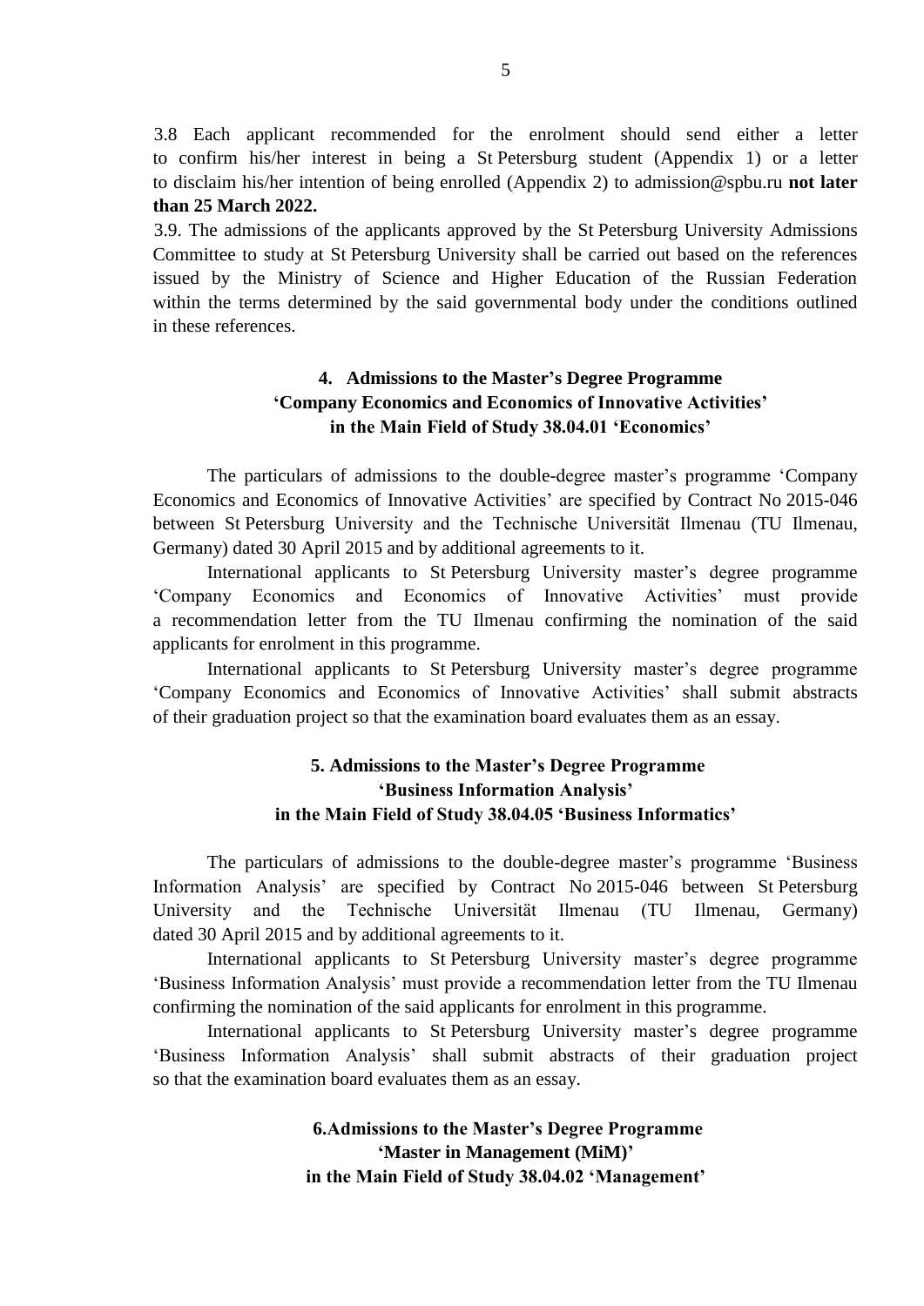3.8 Each applicant recommended for the enrolment should send either a letter to confirm his/her interest in being a St Petersburg student (Appendix 1) or a letter to disclaim his/her intention of being enrolled (Appendix 2) to admission@spbu.ru **not later than 25 March 2022.**

3.9. The admissions of the applicants approved by the St Petersburg University Admissions Committee to study at St Petersburg University shall be carried out based on the references issued by the Ministry of Science and Higher Education of the Russian Federation within the terms determined by the said governmental body under the conditions outlined in these references.

## 4. Admissions to the Master's Degree Programme 'Company Economics and Economics of Innovative Activities' in the Main Field of Study 38.04.01 'Economics'

The particulars of admissions to the double-degree master's programme 'Company Economics and Economics of Innovative Activities' are specified by Contract No 2015-046 between St Petersburg University and the Technische Universität Ilmenau (TU Ilmenau, Germany) dated 30 April 2015 and by additional agreements to it.

International applicants to St Petersburg University master's degree programme 'Company Economics and Economics of Innovative Activities' must provide a recommendation letter from the TU Ilmenau confirming the nomination of the said applicants for enrolment in this programme.

International applicants to St Petersburg University master's degree programme 'Company Economics and Economics of Innovative Activities' shall submit abstracts of their graduation project so that the examination board evaluates them as an essay.

## 5. Admissions to the Master's Degree Programme 'Business Information Analysis' in the Main Field of Study 38.04.05 'Business Informatics'

The particulars of admissions to the double-degree master's programme 'Business Information Analysis' are specified by Contract No 2015-046 between St Petersburg University and the Technische Universität Ilmenau (TU Ilmenau, Germany) dated 30 April 2015 and by additional agreements to it.

International applicants to St Petersburg University master's degree programme 'Business Information Analysis' must provide a recommendation letter from the TU Ilmenau confirming the nomination of the said applicants for enrolment in this programme.

International applicants to St Petersburg University master's degree programme 'Business Information Analysis' shall submit abstracts of their graduation project so that the examination board evaluates them as an essay.

## 6.Admissions to the Master's Degree Programme 'Master in Management (MiM)' in the Main Field of Study 38.04.02 'Management'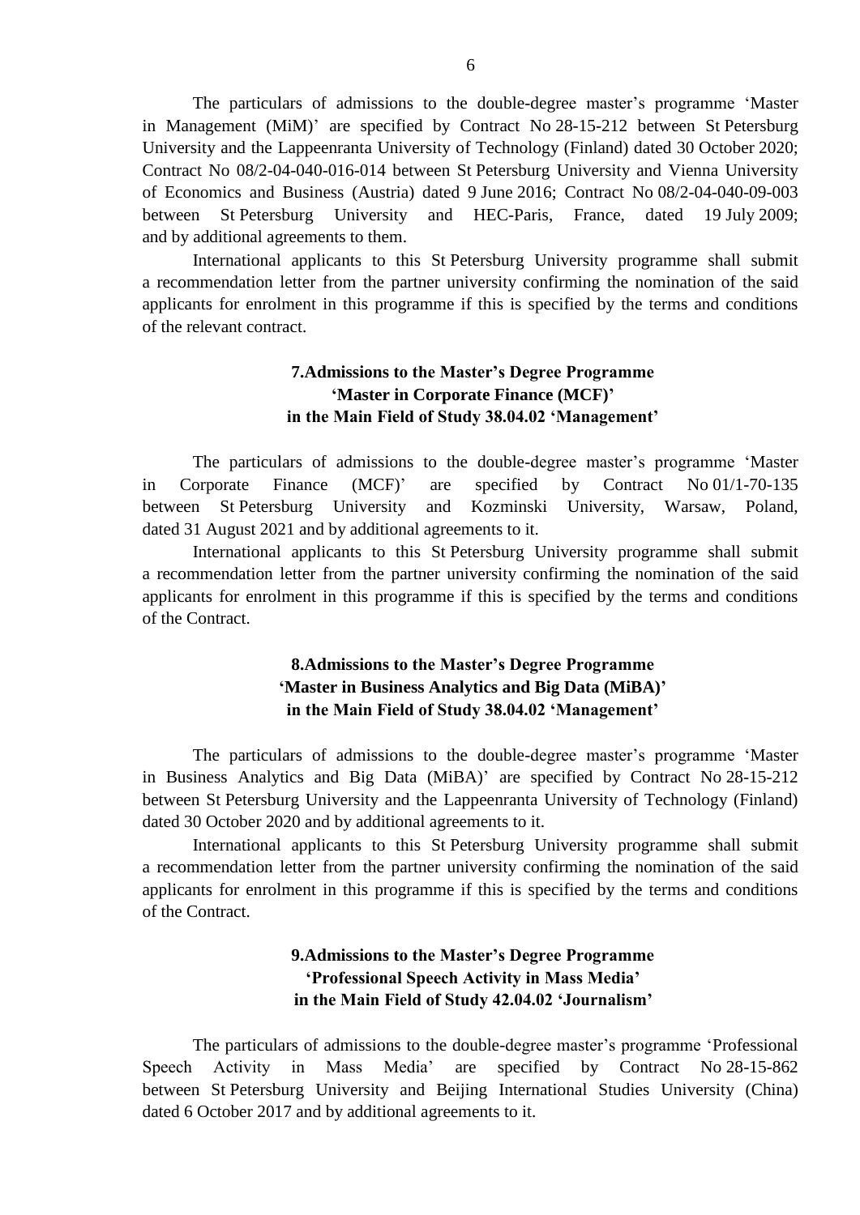The particulars of admissions to the double-degree master's programme 'Master in Management (MiM)' are specified by Contract No 28-15-212 between St Petersburg University and the Lappeenranta University of Technology (Finland) dated 30 October 2020; Contract No 08/2-04-040-016-014 between St Petersburg University and Vienna University of Economics and Business (Austria) dated 9 June 2016; Contract No 08/2-04-040-09-003 between St Petersburg University and HEC-Paris, France, dated 19 July 2009; and by additional agreements to them.

International applicants to this St Petersburg University programme shall submit a recommendation letter from the partner university confirming the nomination of the said applicants for enrolment in this programme if this is specified by the terms and conditions of the relevant contract.

## 7. Admissions to the Master's Degree Programme 'Master in Corporate Finance (MCF)' in the Main Field of Study 38.04.02 'Management'

The particulars of admissions to the double-degree master's programme 'Master in Corporate Finance (MCF)' are specified by Contract No 01/1-70-135 between St Petersburg University and Kozminski University, Warsaw, Poland, dated 31 August 2021 and by additional agreements to it.

International applicants to this St Petersburg University programme shall submit a recommendation letter from the partner university confirming the nomination of the said applicants for enrolment in this programme if this is specified by the terms and conditions of the Contract.

## 8. Admissions to the Master's Degree Programme 'Master in Business Analytics and Big Data (MiBA)' in the Main Field of Study 38.04.02 'Management'

The particulars of admissions to the double-degree master's programme 'Master in Business Analytics and Big Data (MiBA)' are specified by Contract No 28-15-212 between St Petersburg University and the Lappeenranta University of Technology (Finland) dated 30 October 2020 and by additional agreements to it.

International applicants to this St Petersburg University programme shall submit a recommendation letter from the partner university confirming the nomination of the said applicants for enrolment in this programme if this is specified by the terms and conditions of the Contract.

## 9. Admissions to the Master's Degree Programme 'Professional Speech Activity in Mass Media' in the Main Field of Study 42.04.02 'Journalism'

The particulars of admissions to the double-degree master's programme 'Professional Speech Activity in Mass Media' are specified by Contract No 28-15-862 between St Petersburg University and Beijing International Studies University (China) dated 6 October 2017 and by additional agreements to it.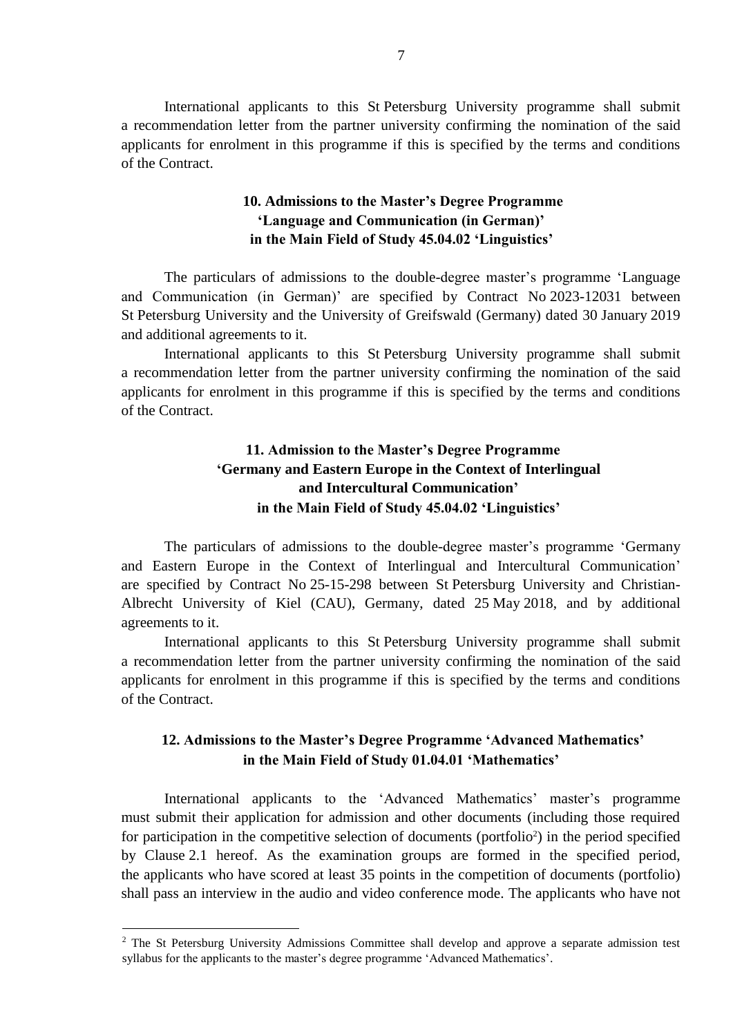International applicants to this St Petersburg University programme shall submit a recommendation letter from the partner university confirming the nomination of the said applicants for enrolment in this programme if this is specified by the terms and conditions of the Contract.

### 10. Admissions to the Master's Degree Programme 'Language and Communication (in German)' in the Main Field of Study 45.04.02 'Linguistics'

The particulars of admissions to the double-degree master's programme 'Language and Communication (in German)' are specified by Contract No 2023-12031 between St Petersburg University and the University of Greifswald (Germany) dated 30 January 2019 and additional agreements to it.

International applicants to this St Petersburg University programme shall submit a recommendation letter from the partner university confirming the nomination of the said applicants for enrolment in this programme if this is specified by the terms and conditions of the Contract.

### 11. Admission to the Master's Degree Programme 'Germany and Eastern Europe in the Context of Interlingual and Intercultural Communication' in the Main Field of Study 45.04.02 'Linguistics'

The particulars of admissions to the double-degree master's programme 'Germany and Eastern Europe in the Context of Interlingual and Intercultural Communication' are specified by Contract No 25-15-298 between St Petersburg University and Christian-Albrecht University of Kiel (CAU), Germany, dated 25 May 2018, and by additional agreements to it.

International applicants to this St Petersburg University programme shall submit a recommendation letter from the partner university confirming the nomination of the said applicants for enrolment in this programme if this is specified by the terms and conditions of the Contract.

### 12. Admissions to the Master's Degree Programme 'Advanced Mathematics' in the Main Field of Study 01.04.01 'Mathematics'

International applicants to the 'Advanced Mathematics' master's programme must submit their application for admission and other documents (including those required for participation in the competitive selection of documents (portfolio[2]) in the period specified by Clause 2.1 hereof. As the examination groups are formed in the specified period, the applicants who have scored at least 35 points in the competition of documents (portfolio) shall pass an interview in the audio and video conference mode. The applicants who have not

[2] The St Petersburg University Admissions Committee shall develop and approve a separate admission test syllabus for the applicants to the master's degree programme 'Advanced Mathematics'.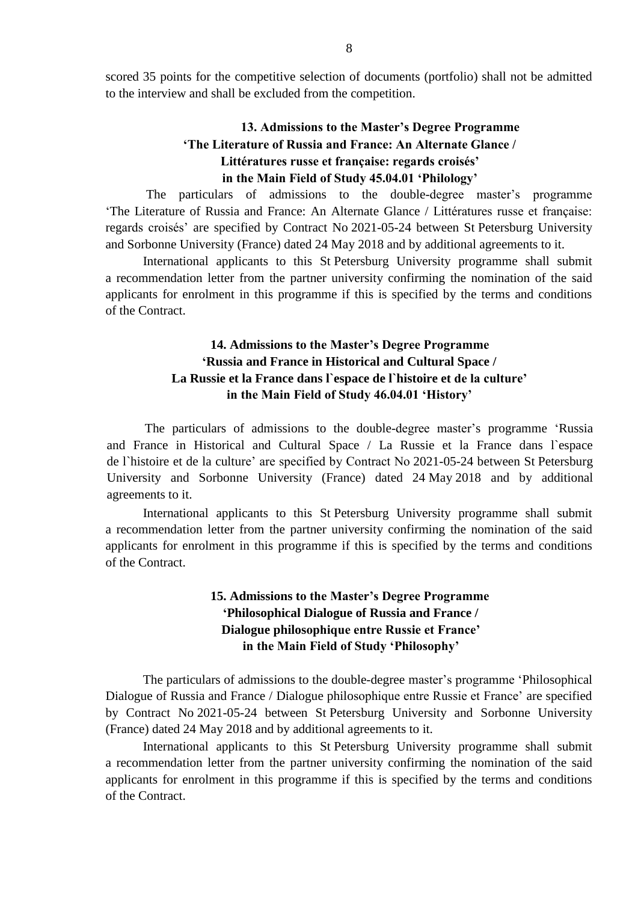scored 35 points for the competitive selection of documents (portfolio) shall not be admitted to the interview and shall be excluded from the competition.

## 13. Admissions to the Master's Degree Programme 'The Literature of Russia and France: An Alternate Glance / Littératures russe et française: regards croisés' in the Main Field of Study 45.04.01 'Philology'

The particulars of admissions to the double-degree master's programme 'The Literature of Russia and France: An Alternate Glance / Littératures russe et française: regards croisés' are specified by Contract No 2021-05-24 between St Petersburg University and Sorbonne University (France) dated 24 May 2018 and by additional agreements to it.

International applicants to this St Petersburg University programme shall submit a recommendation letter from the partner university confirming the nomination of the said applicants for enrolment in this programme if this is specified by the terms and conditions of the Contract.

## 14. Admissions to the Master's Degree Programme 'Russia and France in Historical and Cultural Space / La Russie et la France dans l`espace de l`histoire et de la culture' in the Main Field of Study 46.04.01 'History'

The particulars of admissions to the double-degree master's programme 'Russia and France in Historical and Cultural Space / La Russie et la France dans l`espace de l`histoire et de la culture' are specified by Contract No 2021-05-24 between St Petersburg University and Sorbonne University (France) dated 24 May 2018 and by additional agreements to it.

International applicants to this St Petersburg University programme shall submit a recommendation letter from the partner university confirming the nomination of the said applicants for enrolment in this programme if this is specified by the terms and conditions of the Contract.

## 15. Admissions to the Master's Degree Programme 'Philosophical Dialogue of Russia and France / Dialogue philosophique entre Russie et France' in the Main Field of Study 'Philosophy'

The particulars of admissions to the double-degree master's programme 'Philosophical Dialogue of Russia and France / Dialogue philosophique entre Russie et France' are specified by Contract No 2021-05-24 between St Petersburg University and Sorbonne University (France) dated 24 May 2018 and by additional agreements to it.

International applicants to this St Petersburg University programme shall submit a recommendation letter from the partner university confirming the nomination of the said applicants for enrolment in this programme if this is specified by the terms and conditions of the Contract.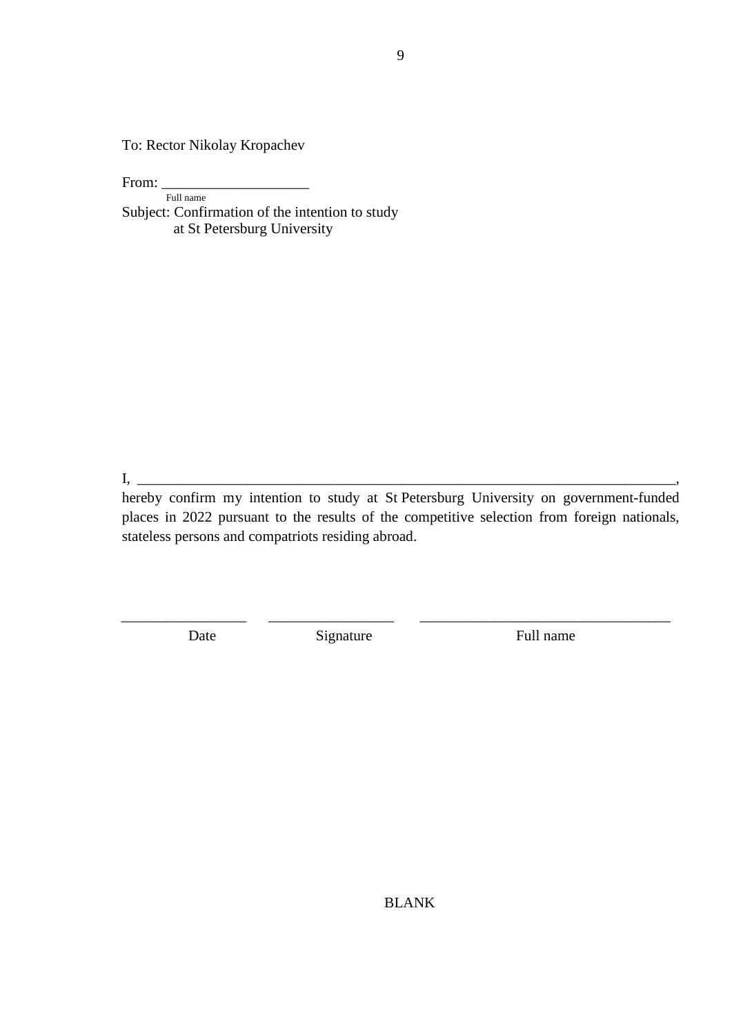To: Rector Nikolay Kropachev

From: ____________________
Full name

Subject: Confirmation of the intention to study at St Petersburg University

I, ___________________________________________________________________________,
hereby confirm my intention to study at St Petersburg University on government-funded places in 2022 pursuant to the results of the competitive selection from foreign nationals, stateless persons and compatriots residing abroad.

| | | |
|---|---|---|
| _________________ | _________________ | __________________________________ |
| Date | Signature | Full name |

BLANK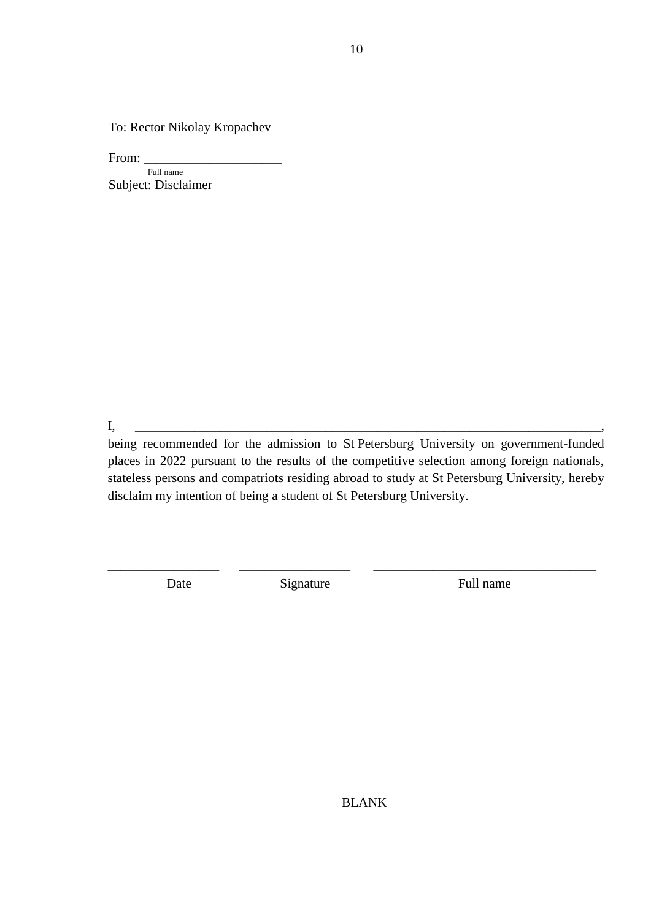To: Rector Nikolay Kropachev

From: ____________________
Full name

Subject: Disclaimer

I, ___________________________________________________________________________,
being recommended for the admission to St Petersburg University on government-funded places in 2022 pursuant to the results of the competitive selection among foreign nationals, stateless persons and compatriots residing abroad to study at St Petersburg University, hereby disclaim my intention of being a student of St Petersburg University.

| | | |
|---|---|---|
| ________________ | ________________ | ________________________________ |
| Date | Signature | Full name |

BLANK